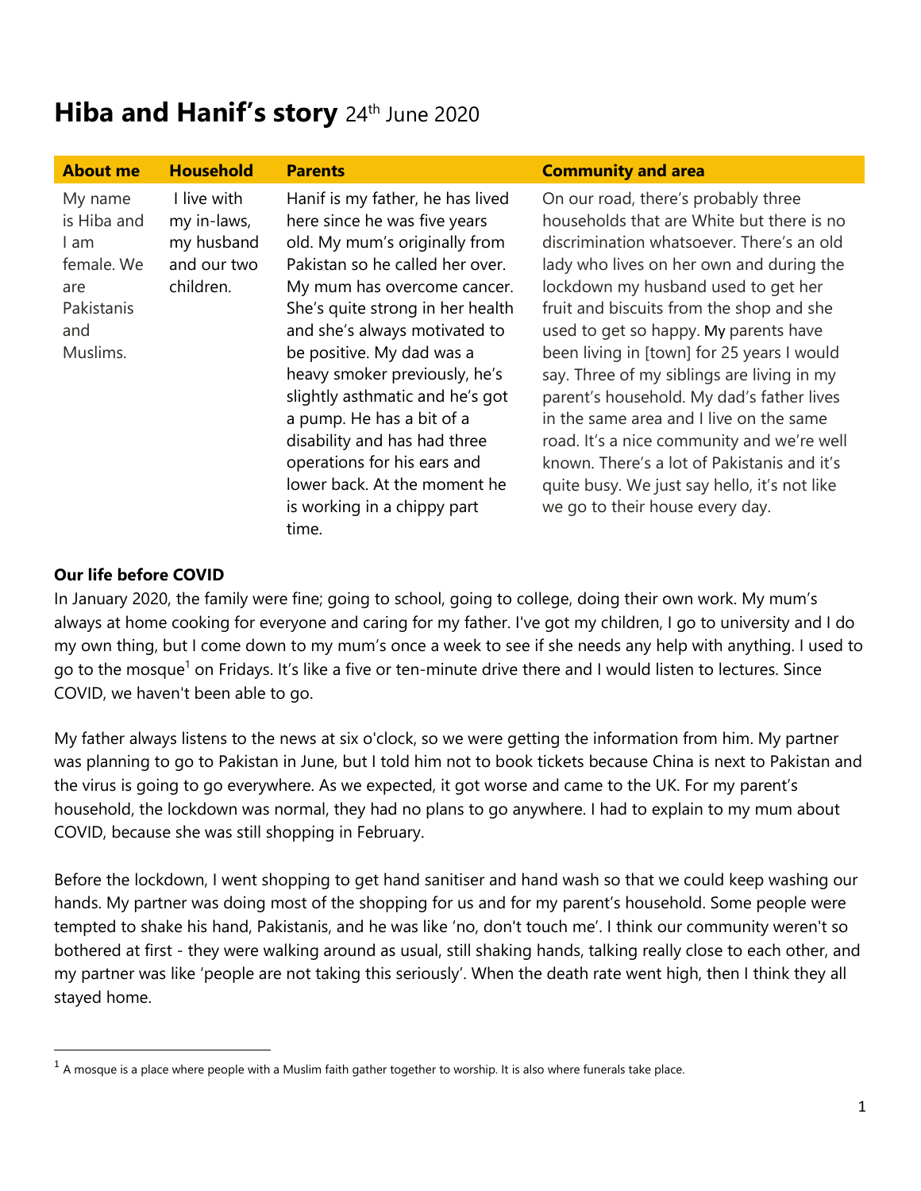# Hiba and Hanif's story 24th June 2020

| About me | Household | Parents | Community and area |
|---|---|---|---|
| My name is Hiba and I am female. We are Pakistanis and Muslims. | I live with my in-laws, my husband and our two children. | Hanif is my father, he has lived here since he was five years old. My mum's originally from Pakistan so he called her over. My mum has overcome cancer. She's quite strong in her health and she's always motivated to be positive. My dad was a heavy smoker previously, he's slightly asthmatic and he's got a pump. He has a bit of a disability and has had three operations for his ears and lower back. At the moment he is working in a chippy part time. | On our road, there's probably three households that are White but there is no discrimination whatsoever. There's an old lady who lives on her own and during the lockdown my husband used to get her fruit and biscuits from the shop and she used to get so happy. My parents have been living in [town] for 25 years I would say. Three of my siblings are living in my parent's household. My dad's father lives in the same area and I live on the same road. It's a nice community and we're well known. There's a lot of Pakistanis and it's quite busy. We just say hello, it's not like we go to their house every day. |

### Our life before COVID

In January 2020, the family were fine; going to school, going to college, doing their own work. My mum's always at home cooking for everyone and caring for my father. I've got my children, I go to university and I do my own thing, but I come down to my mum's once a week to see if she needs any help with anything. I used to go to the mosque[1] on Fridays. It's like a five or ten-minute drive there and I would listen to lectures. Since COVID, we haven't been able to go.

My father always listens to the news at six o'clock, so we were getting the information from him. My partner was planning to go to Pakistan in June, but I told him not to book tickets because China is next to Pakistan and the virus is going to go everywhere. As we expected, it got worse and came to the UK. For my parent's household, the lockdown was normal, they had no plans to go anywhere. I had to explain to my mum about COVID, because she was still shopping in February.

Before the lockdown, I went shopping to get hand sanitiser and hand wash so that we could keep washing our hands. My partner was doing most of the shopping for us and for my parent's household. Some people were tempted to shake his hand, Pakistanis, and he was like 'no, don't touch me'. I think our community weren't so bothered at first - they were walking around as usual, still shaking hands, talking really close to each other, and my partner was like 'people are not taking this seriously'. When the death rate went high, then I think they all stayed home.

[1] A mosque is a place where people with a Muslim faith gather together to worship. It is also where funerals take place.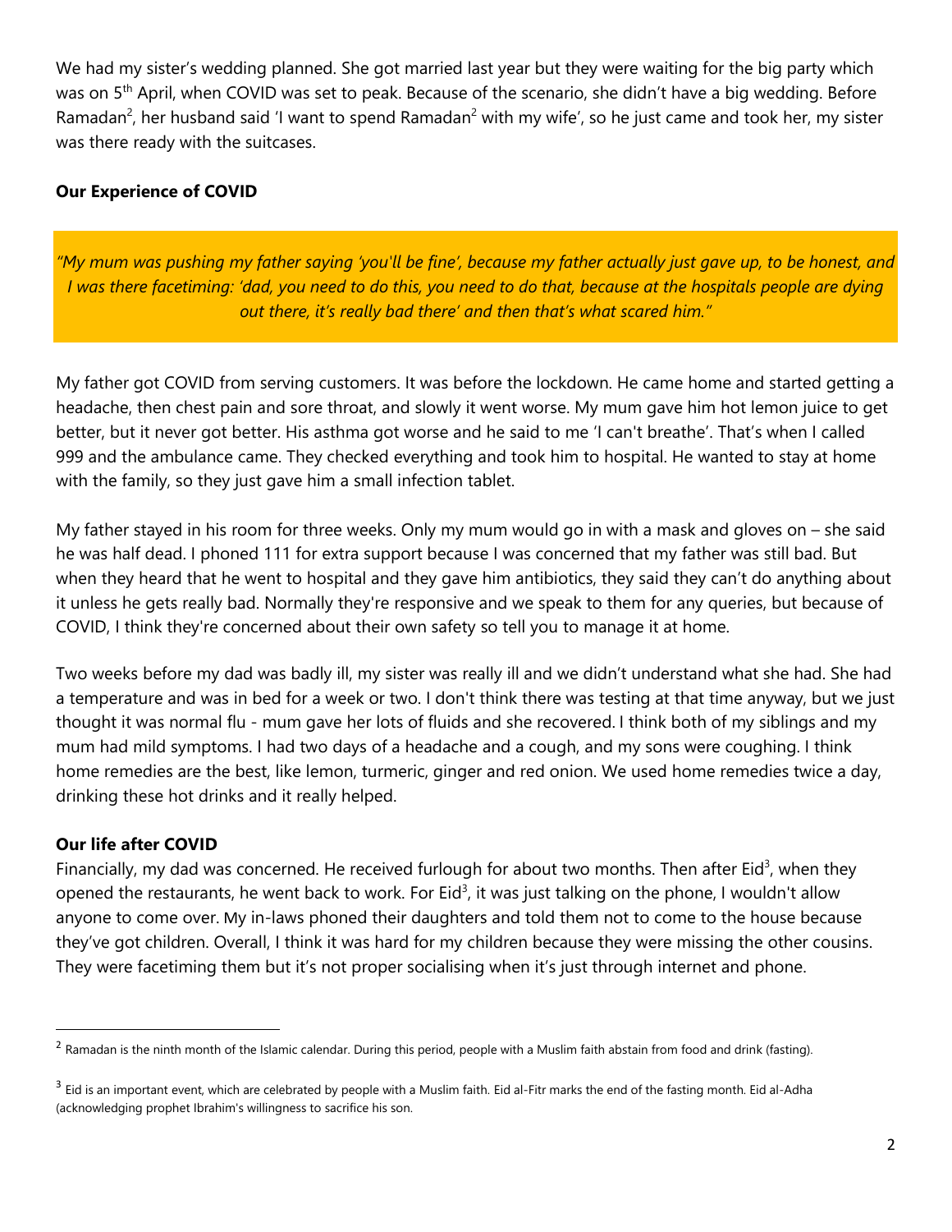We had my sister's wedding planned. She got married last year but they were waiting for the big party which was on 5th April, when COVID was set to peak. Because of the scenario, she didn't have a big wedding. Before Ramadan[2], her husband said 'I want to spend Ramadan[2] with my wife', so he just came and took her, my sister was there ready with the suitcases.

**Our Experience of COVID**

*"My mum was pushing my father saying 'you'll be fine', because my father actually just gave up, to be honest, and I was there facetiming: 'dad, you need to do this, you need to do that, because at the hospitals people are dying out there, it's really bad there' and then that's what scared him."*

My father got COVID from serving customers. It was before the lockdown. He came home and started getting a headache, then chest pain and sore throat, and slowly it went worse. My mum gave him hot lemon juice to get better, but it never got better. His asthma got worse and he said to me 'I can't breathe'. That's when I called 999 and the ambulance came. They checked everything and took him to hospital. He wanted to stay at home with the family, so they just gave him a small infection tablet.

My father stayed in his room for three weeks. Only my mum would go in with a mask and gloves on – she said he was half dead. I phoned 111 for extra support because I was concerned that my father was still bad. But when they heard that he went to hospital and they gave him antibiotics, they said they can't do anything about it unless he gets really bad. Normally they're responsive and we speak to them for any queries, but because of COVID, I think they're concerned about their own safety so tell you to manage it at home.

Two weeks before my dad was badly ill, my sister was really ill and we didn't understand what she had. She had a temperature and was in bed for a week or two. I don't think there was testing at that time anyway, but we just thought it was normal flu - mum gave her lots of fluids and she recovered. I think both of my siblings and my mum had mild symptoms. I had two days of a headache and a cough, and my sons were coughing. I think home remedies are the best, like lemon, turmeric, ginger and red onion. We used home remedies twice a day, drinking these hot drinks and it really helped.

**Our life after COVID**

Financially, my dad was concerned. He received furlough for about two months. Then after Eid[3], when they opened the restaurants, he went back to work. For Eid[3], it was just talking on the phone, I wouldn't allow anyone to come over. My in-laws phoned their daughters and told them not to come to the house because they've got children. Overall, I think it was hard for my children because they were missing the other cousins. They were facetiming them but it's not proper socialising when it's just through internet and phone.

---

[2] Ramadan is the ninth month of the Islamic calendar. During this period, people with a Muslim faith abstain from food and drink (fasting).

[3] Eid is an important event, which are celebrated by people with a Muslim faith. Eid al-Fitr marks the end of the fasting month. Eid al-Adha (acknowledging prophet Ibrahim's willingness to sacrifice his son.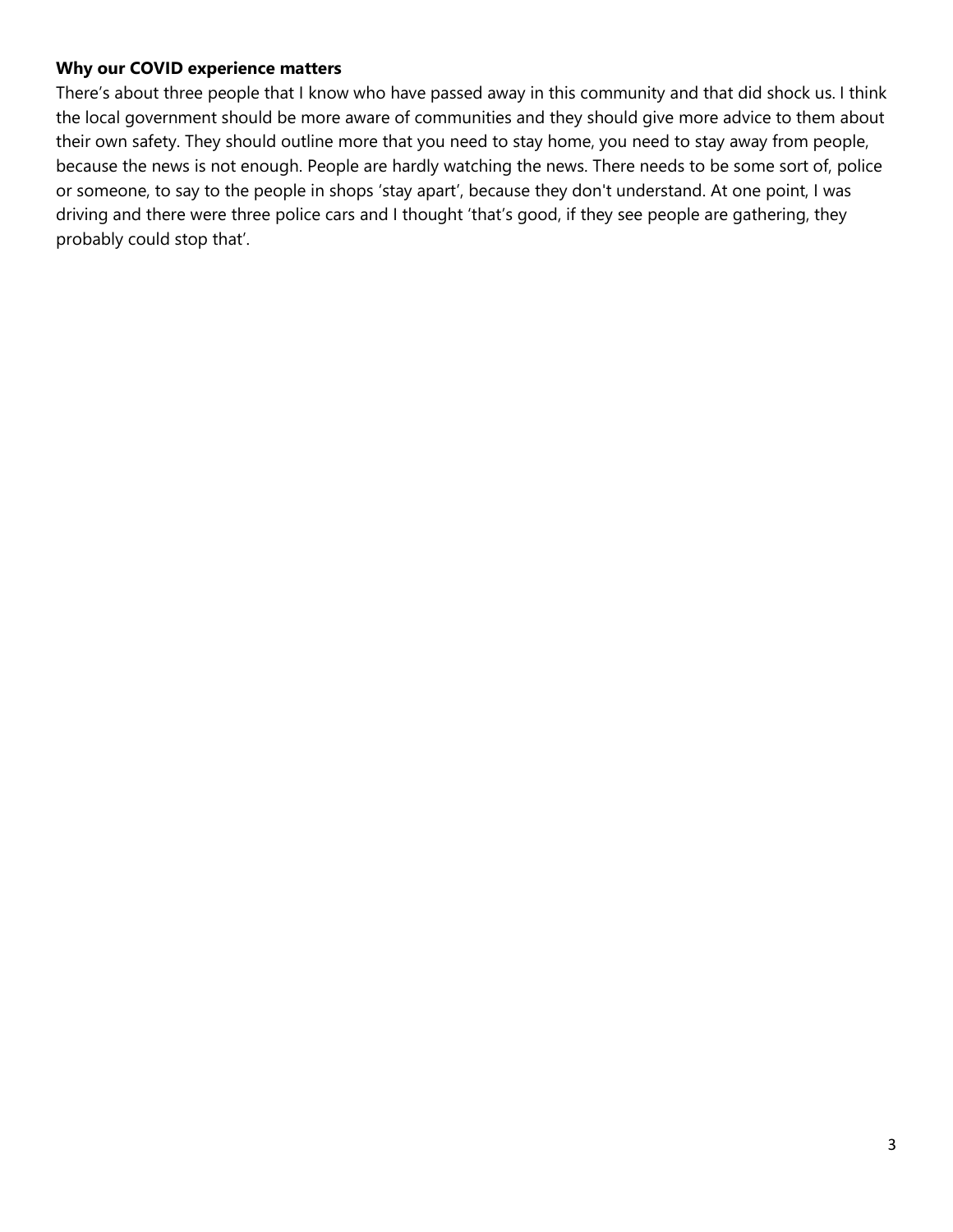**Why our COVID experience matters**

There's about three people that I know who have passed away in this community and that did shock us. I think the local government should be more aware of communities and they should give more advice to them about their own safety. They should outline more that you need to stay home, you need to stay away from people, because the news is not enough. People are hardly watching the news. There needs to be some sort of, police or someone, to say to the people in shops 'stay apart', because they don't understand. At one point, I was driving and there were three police cars and I thought 'that's good, if they see people are gathering, they probably could stop that'.